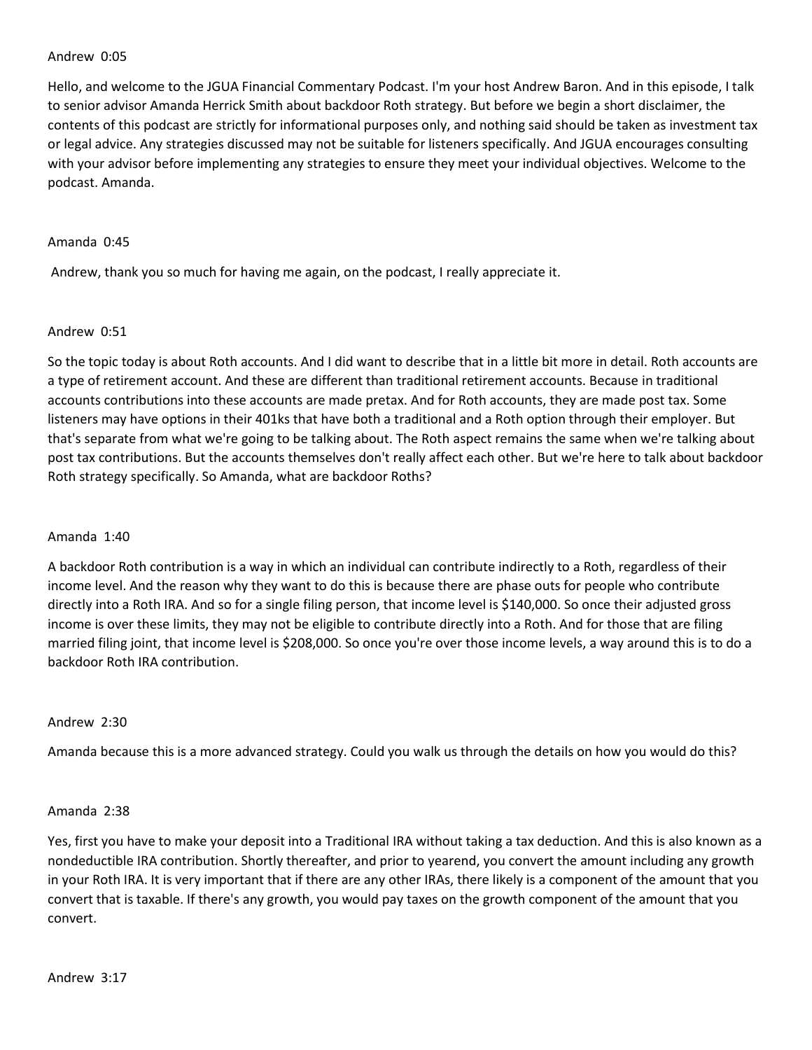Andrew 0:05

Hello, and welcome to the JGUA Financial Commentary Podcast. I'm your host Andrew Baron. And in this episode, I talk to senior advisor Amanda Herrick Smith about backdoor Roth strategy. But before we begin a short disclaimer, the contents of this podcast are strictly for informational purposes only, and nothing said should be taken as investment tax or legal advice. Any strategies discussed may not be suitable for listeners specifically. And JGUA encourages consulting with your advisor before implementing any strategies to ensure they meet your individual objectives. Welcome to the podcast. Amanda.

Amanda 0:45

Andrew, thank you so much for having me again, on the podcast, I really appreciate it.

Andrew 0:51

So the topic today is about Roth accounts. And I did want to describe that in a little bit more in detail. Roth accounts are a type of retirement account. And these are different than traditional retirement accounts. Because in traditional accounts contributions into these accounts are made pretax. And for Roth accounts, they are made post tax. Some listeners may have options in their 401ks that have both a traditional and a Roth option through their employer. But that's separate from what we're going to be talking about. The Roth aspect remains the same when we're talking about post tax contributions. But the accounts themselves don't really affect each other. But we're here to talk about backdoor Roth strategy specifically. So Amanda, what are backdoor Roths?

Amanda 1:40

A backdoor Roth contribution is a way in which an individual can contribute indirectly to a Roth, regardless of their income level. And the reason why they want to do this is because there are phase outs for people who contribute directly into a Roth IRA. And so for a single filing person, that income level is $140,000. So once their adjusted gross income is over these limits, they may not be eligible to contribute directly into a Roth. And for those that are filing married filing joint, that income level is $208,000. So once you're over those income levels, a way around this is to do a backdoor Roth IRA contribution.

Andrew 2:30

Amanda because this is a more advanced strategy. Could you walk us through the details on how you would do this?

Amanda 2:38

Yes, first you have to make your deposit into a Traditional IRA without taking a tax deduction. And this is also known as a nondeductible IRA contribution. Shortly thereafter, and prior to yearend, you convert the amount including any growth in your Roth IRA. It is very important that if there are any other IRAs, there likely is a component of the amount that you convert that is taxable. If there's any growth, you would pay taxes on the growth component of the amount that you convert.

Andrew 3:17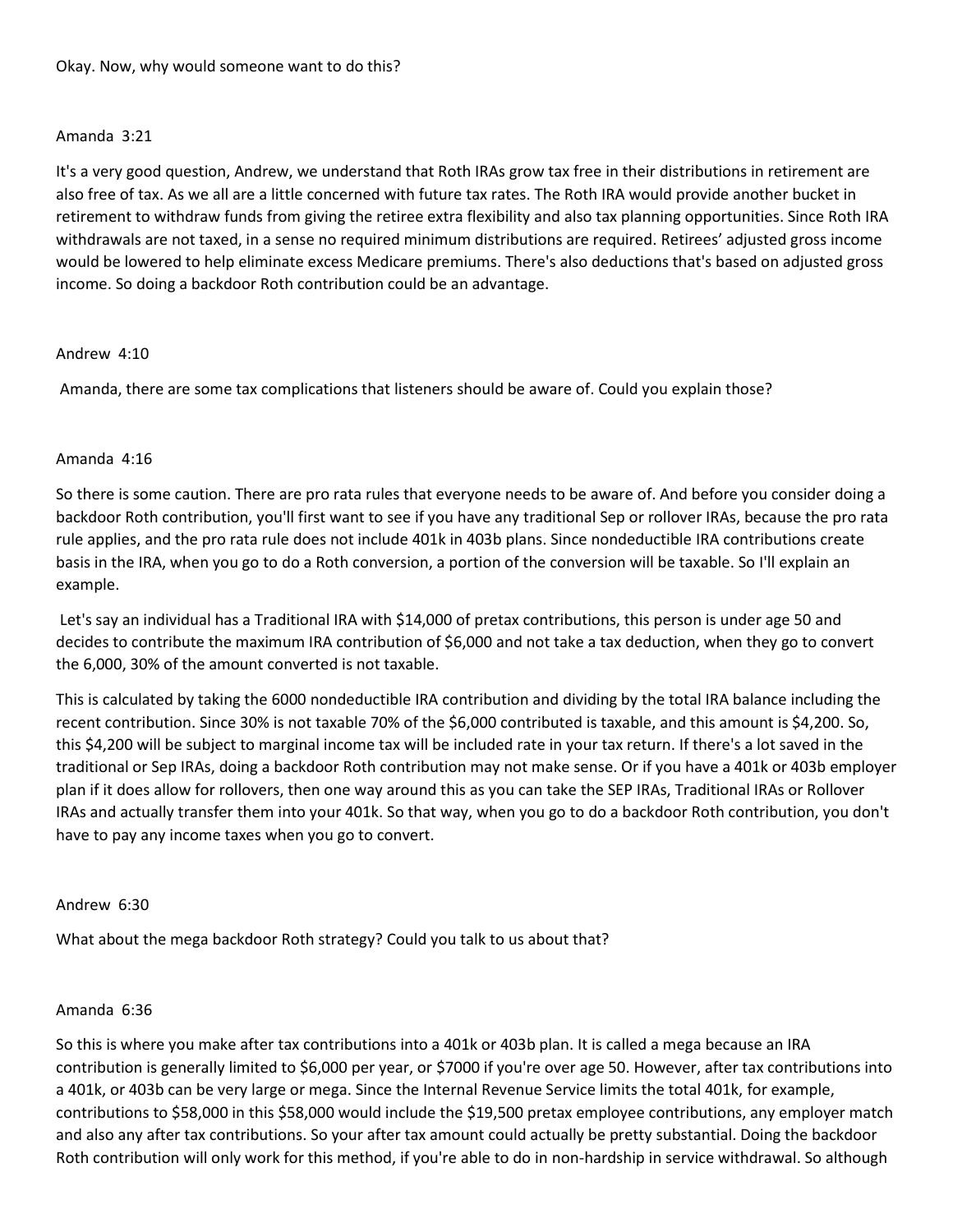Okay. Now, why would someone want to do this?

Amanda 3:21

It's a very good question, Andrew, we understand that Roth IRAs grow tax free in their distributions in retirement are also free of tax. As we all are a little concerned with future tax rates. The Roth IRA would provide another bucket in retirement to withdraw funds from giving the retiree extra flexibility and also tax planning opportunities. Since Roth IRA withdrawals are not taxed, in a sense no required minimum distributions are required. Retirees' adjusted gross income would be lowered to help eliminate excess Medicare premiums. There's also deductions that's based on adjusted gross income. So doing a backdoor Roth contribution could be an advantage.

Andrew 4:10

Amanda, there are some tax complications that listeners should be aware of. Could you explain those?

Amanda 4:16

So there is some caution. There are pro rata rules that everyone needs to be aware of. And before you consider doing a backdoor Roth contribution, you'll first want to see if you have any traditional Sep or rollover IRAs, because the pro rata rule applies, and the pro rata rule does not include 401k in 403b plans. Since nondeductible IRA contributions create basis in the IRA, when you go to do a Roth conversion, a portion of the conversion will be taxable. So I'll explain an example.

Let's say an individual has a Traditional IRA with $14,000 of pretax contributions, this person is under age 50 and decides to contribute the maximum IRA contribution of $6,000 and not take a tax deduction, when they go to convert the 6,000, 30% of the amount converted is not taxable.

This is calculated by taking the 6000 nondeductible IRA contribution and dividing by the total IRA balance including the recent contribution. Since 30% is not taxable 70% of the $6,000 contributed is taxable, and this amount is $4,200. So, this $4,200 will be subject to marginal income tax will be included rate in your tax return. If there's a lot saved in the traditional or Sep IRAs, doing a backdoor Roth contribution may not make sense. Or if you have a 401k or 403b employer plan if it does allow for rollovers, then one way around this as you can take the SEP IRAs, Traditional IRAs or Rollover IRAs and actually transfer them into your 401k. So that way, when you go to do a backdoor Roth contribution, you don't have to pay any income taxes when you go to convert.

Andrew 6:30

What about the mega backdoor Roth strategy? Could you talk to us about that?

Amanda 6:36

So this is where you make after tax contributions into a 401k or 403b plan. It is called a mega because an IRA contribution is generally limited to $6,000 per year, or $7000 if you're over age 50. However, after tax contributions into a 401k, or 403b can be very large or mega. Since the Internal Revenue Service limits the total 401k, for example, contributions to $58,000 in this $58,000 would include the $19,500 pretax employee contributions, any employer match and also any after tax contributions. So your after tax amount could actually be pretty substantial. Doing the backdoor Roth contribution will only work for this method, if you're able to do in non-hardship in service withdrawal. So although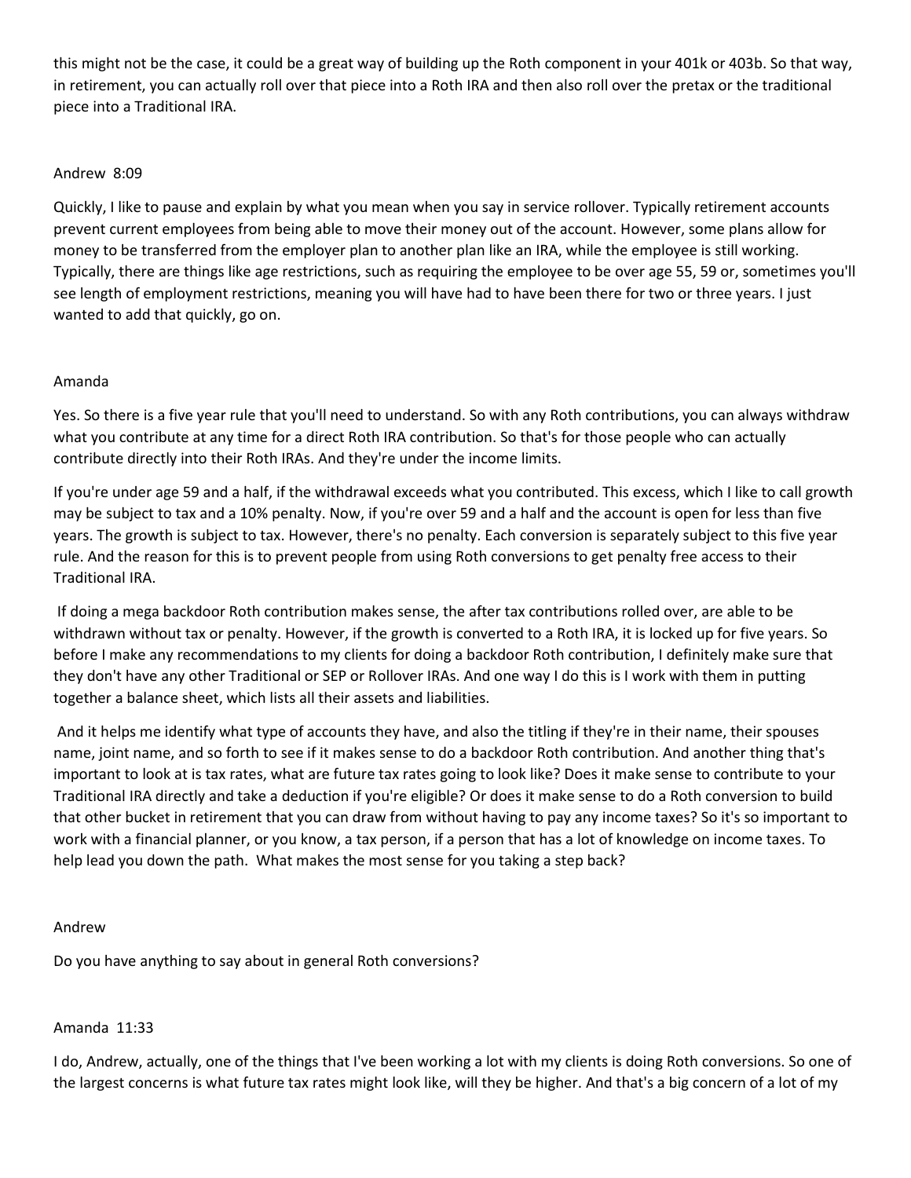this might not be the case, it could be a great way of building up the Roth component in your 401k or 403b. So that way, in retirement, you can actually roll over that piece into a Roth IRA and then also roll over the pretax or the traditional piece into a Traditional IRA.

Andrew 8:09

Quickly, I like to pause and explain by what you mean when you say in service rollover. Typically retirement accounts prevent current employees from being able to move their money out of the account. However, some plans allow for money to be transferred from the employer plan to another plan like an IRA, while the employee is still working. Typically, there are things like age restrictions, such as requiring the employee to be over age 55, 59 or, sometimes you'll see length of employment restrictions, meaning you will have had to have been there for two or three years. I just wanted to add that quickly, go on.

Amanda

Yes. So there is a five year rule that you'll need to understand. So with any Roth contributions, you can always withdraw what you contribute at any time for a direct Roth IRA contribution. So that's for those people who can actually contribute directly into their Roth IRAs. And they're under the income limits.

If you're under age 59 and a half, if the withdrawal exceeds what you contributed. This excess, which I like to call growth may be subject to tax and a 10% penalty. Now, if you're over 59 and a half and the account is open for less than five years. The growth is subject to tax. However, there's no penalty. Each conversion is separately subject to this five year rule. And the reason for this is to prevent people from using Roth conversions to get penalty free access to their Traditional IRA.

If doing a mega backdoor Roth contribution makes sense, the after tax contributions rolled over, are able to be withdrawn without tax or penalty. However, if the growth is converted to a Roth IRA, it is locked up for five years. So before I make any recommendations to my clients for doing a backdoor Roth contribution, I definitely make sure that they don't have any other Traditional or SEP or Rollover IRAs. And one way I do this is I work with them in putting together a balance sheet, which lists all their assets and liabilities.

And it helps me identify what type of accounts they have, and also the titling if they're in their name, their spouses name, joint name, and so forth to see if it makes sense to do a backdoor Roth contribution. And another thing that's important to look at is tax rates, what are future tax rates going to look like? Does it make sense to contribute to your Traditional IRA directly and take a deduction if you're eligible? Or does it make sense to do a Roth conversion to build that other bucket in retirement that you can draw from without having to pay any income taxes? So it's so important to work with a financial planner, or you know, a tax person, if a person that has a lot of knowledge on income taxes. To help lead you down the path. What makes the most sense for you taking a step back?

Andrew

Do you have anything to say about in general Roth conversions?

Amanda 11:33

I do, Andrew, actually, one of the things that I've been working a lot with my clients is doing Roth conversions. So one of the largest concerns is what future tax rates might look like, will they be higher. And that's a big concern of a lot of my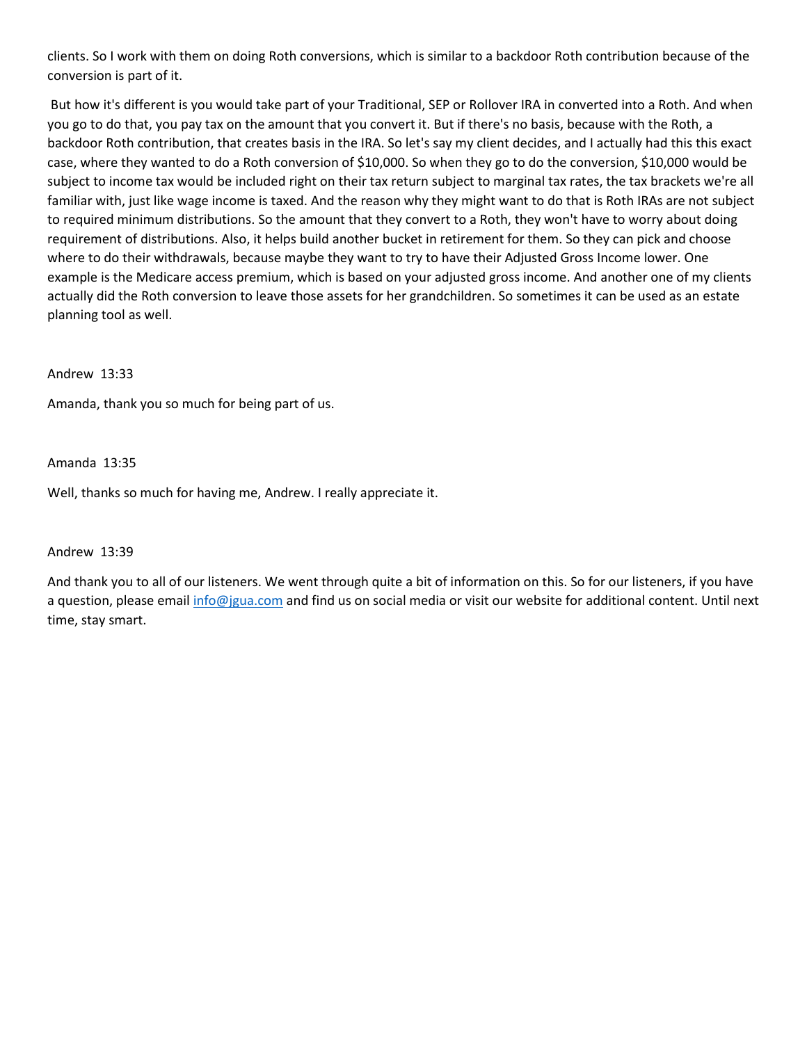clients. So I work with them on doing Roth conversions, which is similar to a backdoor Roth contribution because of the conversion is part of it.

But how it's different is you would take part of your Traditional, SEP or Rollover IRA in converted into a Roth. And when you go to do that, you pay tax on the amount that you convert it. But if there's no basis, because with the Roth, a backdoor Roth contribution, that creates basis in the IRA. So let's say my client decides, and I actually had this this exact case, where they wanted to do a Roth conversion of $10,000. So when they go to do the conversion, $10,000 would be subject to income tax would be included right on their tax return subject to marginal tax rates, the tax brackets we're all familiar with, just like wage income is taxed. And the reason why they might want to do that is Roth IRAs are not subject to required minimum distributions. So the amount that they convert to a Roth, they won't have to worry about doing requirement of distributions. Also, it helps build another bucket in retirement for them. So they can pick and choose where to do their withdrawals, because maybe they want to try to have their Adjusted Gross Income lower. One example is the Medicare access premium, which is based on your adjusted gross income. And another one of my clients actually did the Roth conversion to leave those assets for her grandchildren. So sometimes it can be used as an estate planning tool as well.

Andrew 13:33

Amanda, thank you so much for being part of us.

Amanda 13:35

Well, thanks so much for having me, Andrew. I really appreciate it.

Andrew 13:39

And thank you to all of our listeners. We went through quite a bit of information on this. So for our listeners, if you have a question, please email info@jgua.com and find us on social media or visit our website for additional content. Until next time, stay smart.